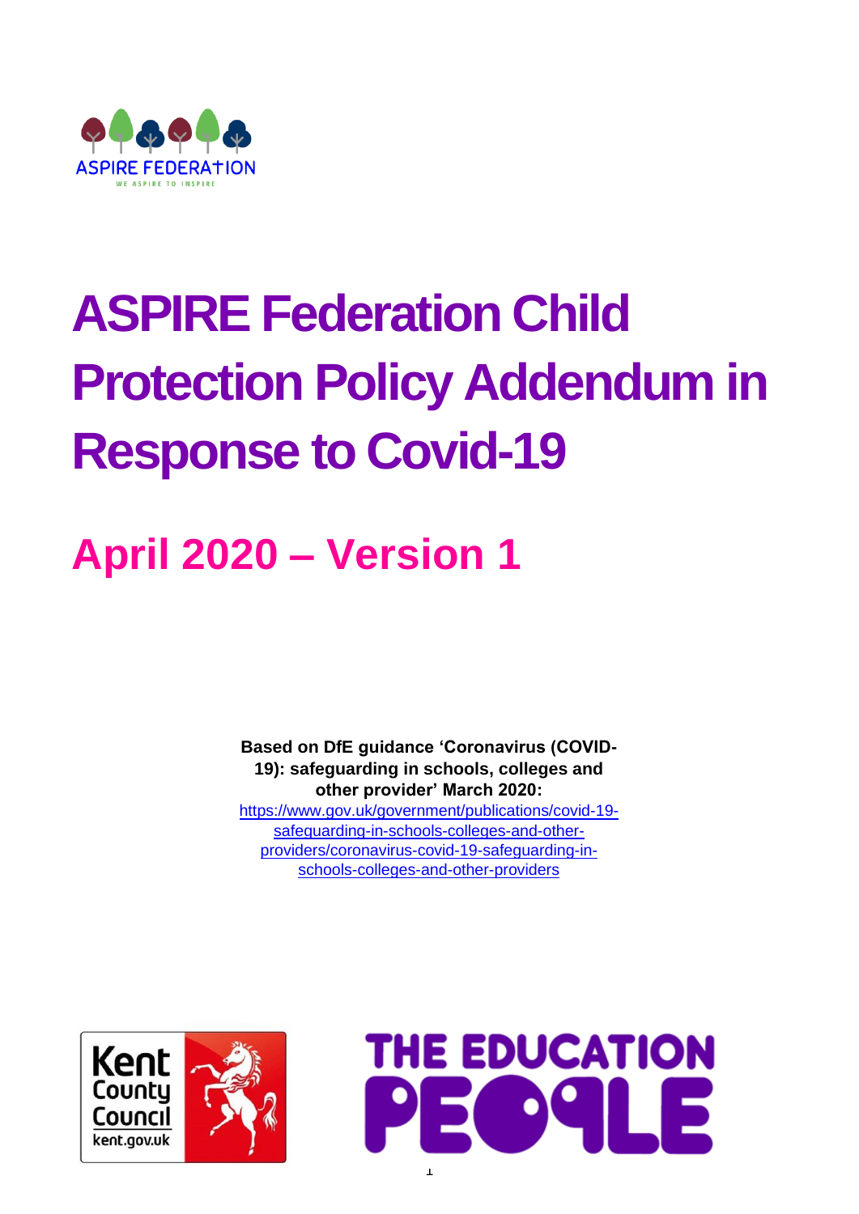ASPIRE FEDERATION

WE ASPIRE TO INSPIRE

# ASPIRE Federation Child Protection Policy Addendum in Response to Covid-19

## April 2020 – Version 1

**Based on DfE guidance 'Coronavirus (COVID-19): safeguarding in schools, colleges and other provider' March 2020:**
https://www.gov.uk/government/publications/covid-19-safeguarding-in-schools-colleges-and-other-providers/coronavirus-covid-19-safeguarding-in-schools-colleges-and-other-providers

Kent County Council
kent.gov.uk

THE EDUCATION PEOPLE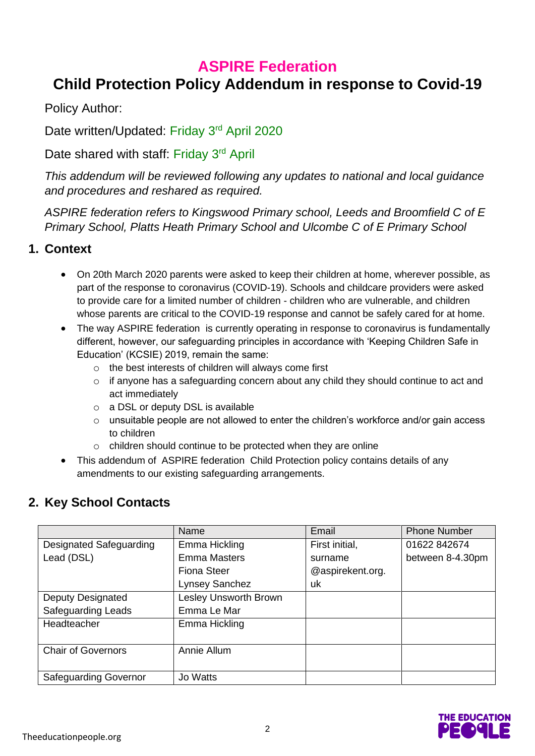# ASPIRE Federation

# Child Protection Policy Addendum in response to Covid-19

Policy Author:

Date written/Updated: Friday 3rd April 2020

Date shared with staff: Friday 3rd April

*This addendum will be reviewed following any updates to national and local guidance and procedures and reshared as required.*

*ASPIRE federation refers to Kingswood Primary school, Leeds and Broomfield C of E Primary School, Platts Heath Primary School and Ulcombe C of E Primary School*

## 1. Context

- On 20th March 2020 parents were asked to keep their children at home, wherever possible, as part of the response to coronavirus (COVID-19). Schools and childcare providers were asked to provide care for a limited number of children - children who are vulnerable, and children whose parents are critical to the COVID-19 response and cannot be safely cared for at home.
- The way ASPIRE federation is currently operating in response to coronavirus is fundamentally different, however, our safeguarding principles in accordance with 'Keeping Children Safe in Education' (KCSIE) 2019, remain the same:
  - the best interests of children will always come first
  - if anyone has a safeguarding concern about any child they should continue to act and act immediately
  - a DSL or deputy DSL is available
  - unsuitable people are not allowed to enter the children's workforce and/or gain access to children
  - children should continue to be protected when they are online
- This addendum of ASPIRE federation Child Protection policy contains details of any amendments to our existing safeguarding arrangements.

## 2. Key School Contacts

| | Name | Email | Phone Number |
|---|---|---|---|
| Designated Safeguarding Lead (DSL) | Emma Hickling<br>Emma Masters<br>Fiona Steer<br>Lynsey Sanchez | First initial, surname @aspirekent.org.uk | 01622 842674 between 8-4.30pm |
| Deputy Designated Safeguarding Leads | Lesley Unsworth Brown<br>Emma Le Mar | | |
| Headteacher | Emma Hickling | | |
| Chair of Governors | Annie Allum | | |
| Safeguarding Governor | Jo Watts | | |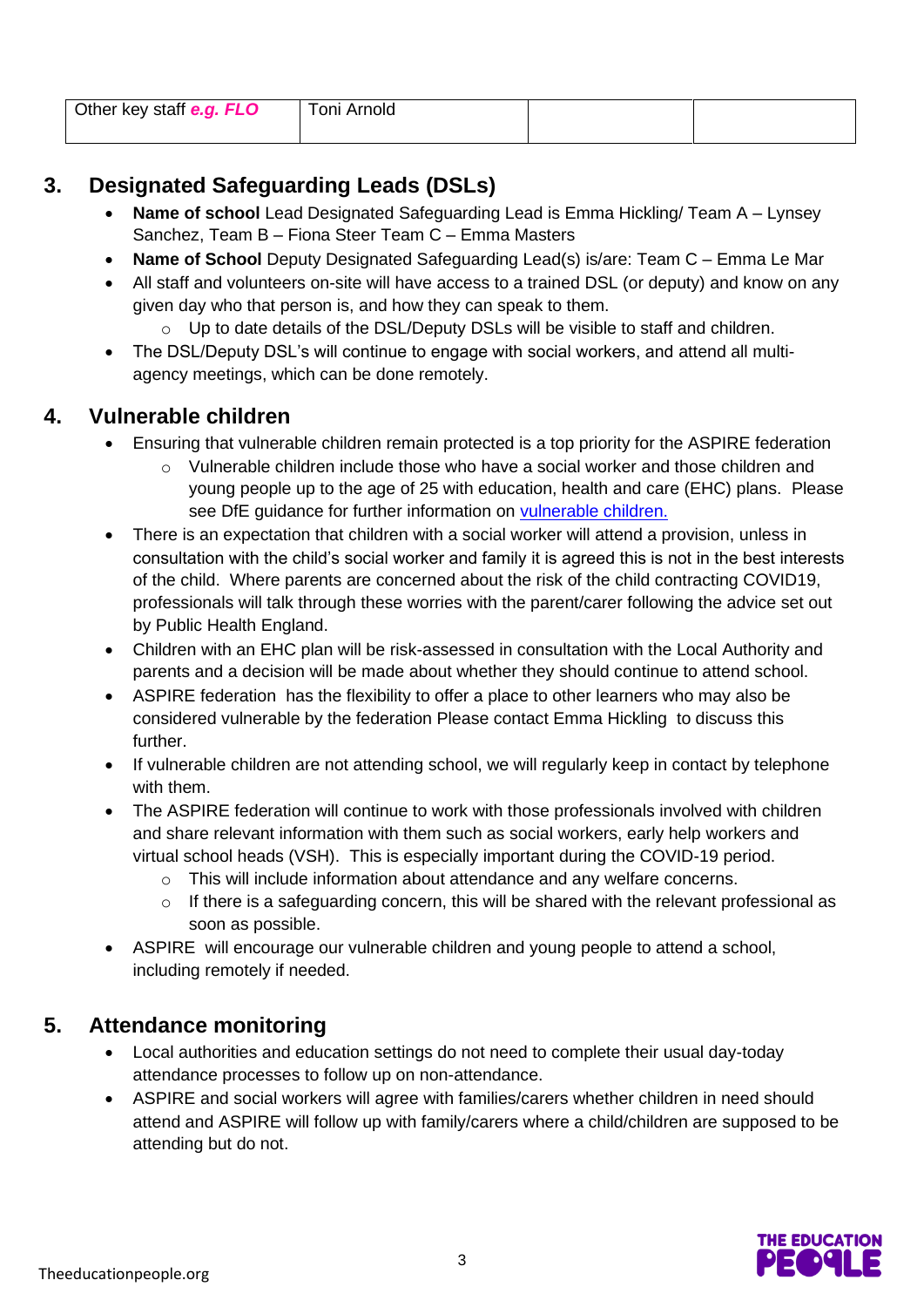| Other key staff ***e.g. FLO*** | Toni Arnold | | |
|---|---|---|---|

## 3. Designated Safeguarding Leads (DSLs)

- **Name of school** Lead Designated Safeguarding Lead is Emma Hickling/ Team A – Lynsey Sanchez, Team B – Fiona Steer Team C – Emma Masters
- **Name of School** Deputy Designated Safeguarding Lead(s) is/are: Team C – Emma Le Mar
- All staff and volunteers on-site will have access to a trained DSL (or deputy) and know on any given day who that person is, and how they can speak to them.
  - Up to date details of the DSL/Deputy DSLs will be visible to staff and children.
- The DSL/Deputy DSL's will continue to engage with social workers, and attend all multi-agency meetings, which can be done remotely.

## 4. Vulnerable children

- Ensuring that vulnerable children remain protected is a top priority for the ASPIRE federation
  - Vulnerable children include those who have a social worker and those children and young people up to the age of 25 with education, health and care (EHC) plans. Please see DfE guidance for further information on [vulnerable children.]()
- There is an expectation that children with a social worker will attend a provision, unless in consultation with the child's social worker and family it is agreed this is not in the best interests of the child. Where parents are concerned about the risk of the child contracting COVID19, professionals will talk through these worries with the parent/carer following the advice set out by Public Health England.
- Children with an EHC plan will be risk-assessed in consultation with the Local Authority and parents and a decision will be made about whether they should continue to attend school.
- ASPIRE federation has the flexibility to offer a place to other learners who may also be considered vulnerable by the federation Please contact Emma Hickling to discuss this further.
- If vulnerable children are not attending school, we will regularly keep in contact by telephone with them.
- The ASPIRE federation will continue to work with those professionals involved with children and share relevant information with them such as social workers, early help workers and virtual school heads (VSH). This is especially important during the COVID-19 period.
  - This will include information about attendance and any welfare concerns.
  - If there is a safeguarding concern, this will be shared with the relevant professional as soon as possible.
- ASPIRE will encourage our vulnerable children and young people to attend a school, including remotely if needed.

## 5. Attendance monitoring

- Local authorities and education settings do not need to complete their usual day-today attendance processes to follow up on non-attendance.
- ASPIRE and social workers will agree with families/carers whether children in need should attend and ASPIRE will follow up with family/carers where a child/children are supposed to be attending but do not.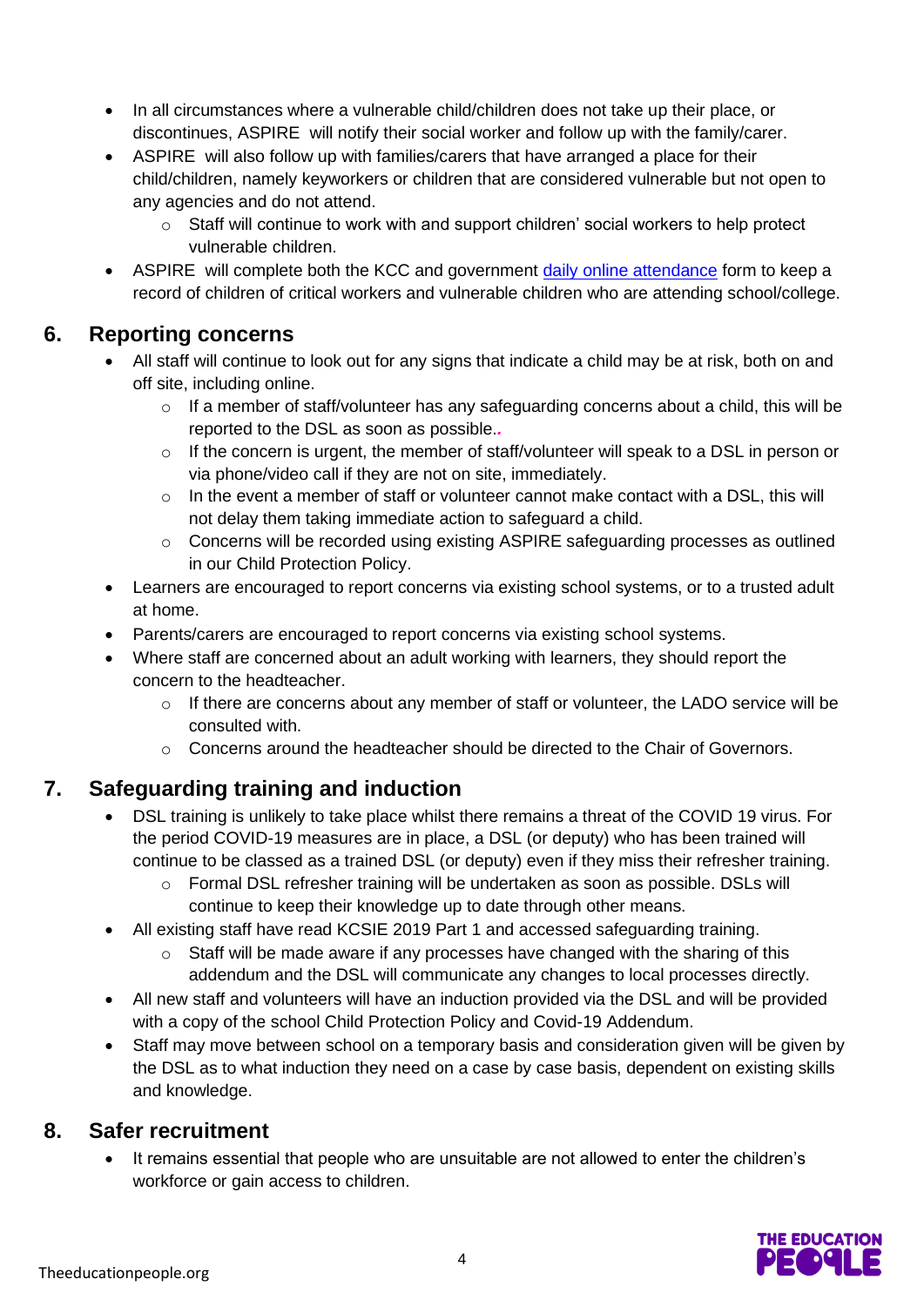- In all circumstances where a vulnerable child/children does not take up their place, or discontinues, ASPIRE will notify their social worker and follow up with the family/carer.
- ASPIRE will also follow up with families/carers that have arranged a place for their child/children, namely keyworkers or children that are considered vulnerable but not open to any agencies and do not attend.
    - Staff will continue to work with and support children' social workers to help protect vulnerable children.
- ASPIRE will complete both the KCC and government [daily online attendance]() form to keep a record of children of critical workers and vulnerable children who are attending school/college.

## 6. Reporting concerns

- All staff will continue to look out for any signs that indicate a child may be at risk, both on and off site, including online.
    - If a member of staff/volunteer has any safeguarding concerns about a child, this will be reported to the DSL as soon as possible..
    - If the concern is urgent, the member of staff/volunteer will speak to a DSL in person or via phone/video call if they are not on site, immediately.
    - In the event a member of staff or volunteer cannot make contact with a DSL, this will not delay them taking immediate action to safeguard a child.
    - Concerns will be recorded using existing ASPIRE safeguarding processes as outlined in our Child Protection Policy.
- Learners are encouraged to report concerns via existing school systems, or to a trusted adult at home.
- Parents/carers are encouraged to report concerns via existing school systems.
- Where staff are concerned about an adult working with learners, they should report the concern to the headteacher.
    - If there are concerns about any member of staff or volunteer, the LADO service will be consulted with.
    - Concerns around the headteacher should be directed to the Chair of Governors.

## 7. Safeguarding training and induction

- DSL training is unlikely to take place whilst there remains a threat of the COVID 19 virus. For the period COVID-19 measures are in place, a DSL (or deputy) who has been trained will continue to be classed as a trained DSL (or deputy) even if they miss their refresher training.
    - Formal DSL refresher training will be undertaken as soon as possible. DSLs will continue to keep their knowledge up to date through other means.
- All existing staff have read KCSIE 2019 Part 1 and accessed safeguarding training.
    - Staff will be made aware if any processes have changed with the sharing of this addendum and the DSL will communicate any changes to local processes directly.
- All new staff and volunteers will have an induction provided via the DSL and will be provided with a copy of the school Child Protection Policy and Covid-19 Addendum.
- Staff may move between school on a temporary basis and consideration given will be given by the DSL as to what induction they need on a case by case basis, dependent on existing skills and knowledge.

## 8. Safer recruitment

- It remains essential that people who are unsuitable are not allowed to enter the children's workforce or gain access to children.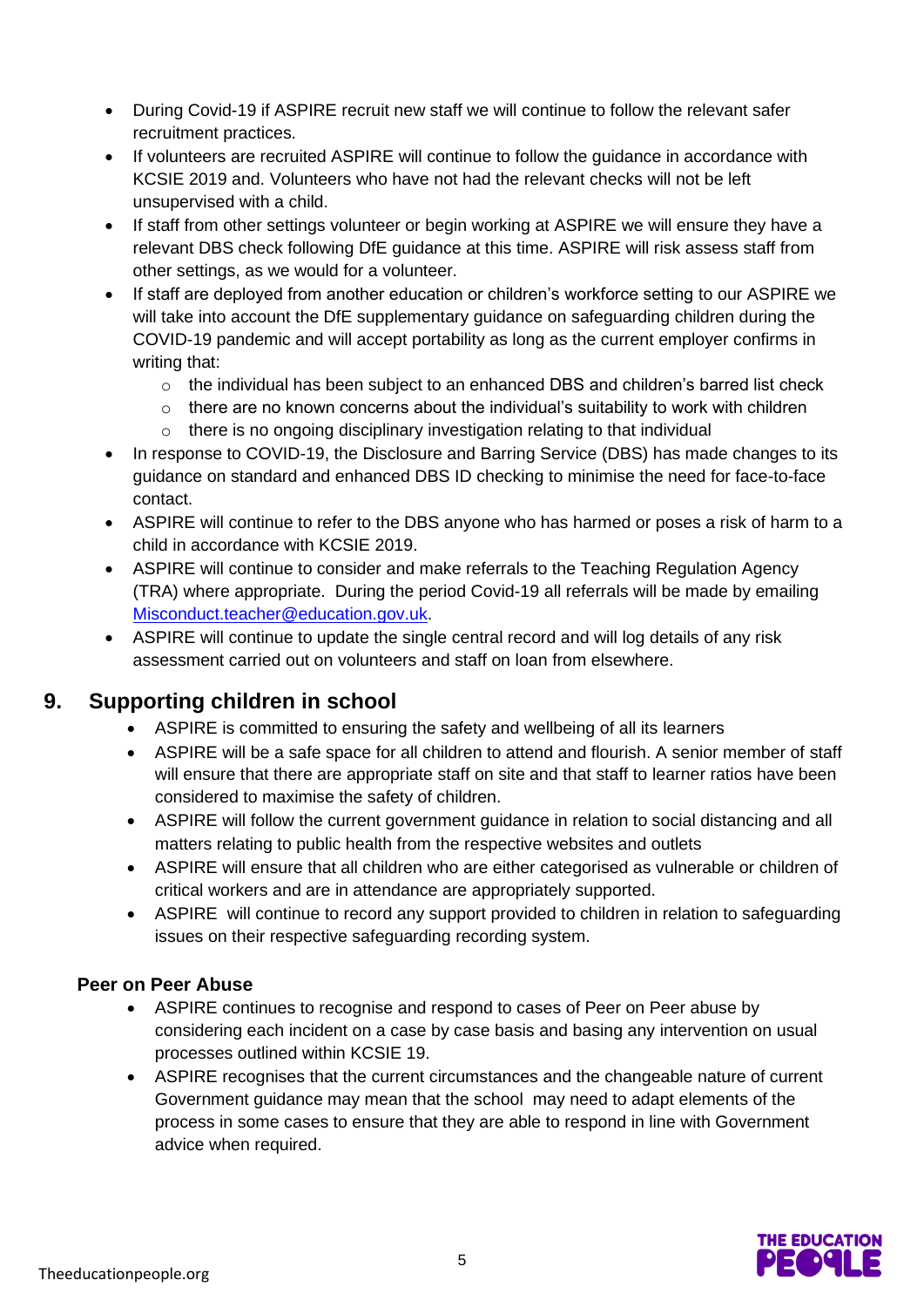- During Covid-19 if ASPIRE recruit new staff we will continue to follow the relevant safer recruitment practices.
- If volunteers are recruited ASPIRE will continue to follow the guidance in accordance with KCSIE 2019 and. Volunteers who have not had the relevant checks will not be left unsupervised with a child.
- If staff from other settings volunteer or begin working at ASPIRE we will ensure they have a relevant DBS check following DfE guidance at this time. ASPIRE will risk assess staff from other settings, as we would for a volunteer.
- If staff are deployed from another education or children's workforce setting to our ASPIRE we will take into account the DfE supplementary guidance on safeguarding children during the COVID-19 pandemic and will accept portability as long as the current employer confirms in writing that:
  - the individual has been subject to an enhanced DBS and children's barred list check
  - there are no known concerns about the individual's suitability to work with children
  - there is no ongoing disciplinary investigation relating to that individual
- In response to COVID-19, the Disclosure and Barring Service (DBS) has made changes to its guidance on standard and enhanced DBS ID checking to minimise the need for face-to-face contact.
- ASPIRE will continue to refer to the DBS anyone who has harmed or poses a risk of harm to a child in accordance with KCSIE 2019.
- ASPIRE will continue to consider and make referrals to the Teaching Regulation Agency (TRA) where appropriate. During the period Covid-19 all referrals will be made by emailing Misconduct.teacher@education.gov.uk.
- ASPIRE will continue to update the single central record and will log details of any risk assessment carried out on volunteers and staff on loan from elsewhere.

## 9. Supporting children in school

- ASPIRE is committed to ensuring the safety and wellbeing of all its learners
- ASPIRE will be a safe space for all children to attend and flourish. A senior member of staff will ensure that there are appropriate staff on site and that staff to learner ratios have been considered to maximise the safety of children.
- ASPIRE will follow the current government guidance in relation to social distancing and all matters relating to public health from the respective websites and outlets
- ASPIRE will ensure that all children who are either categorised as vulnerable or children of critical workers and are in attendance are appropriately supported.
- ASPIRE will continue to record any support provided to children in relation to safeguarding issues on their respective safeguarding recording system.

### Peer on Peer Abuse

- ASPIRE continues to recognise and respond to cases of Peer on Peer abuse by considering each incident on a case by case basis and basing any intervention on usual processes outlined within KCSIE 19.
- ASPIRE recognises that the current circumstances and the changeable nature of current Government guidance may mean that the school may need to adapt elements of the process in some cases to ensure that they are able to respond in line with Government advice when required.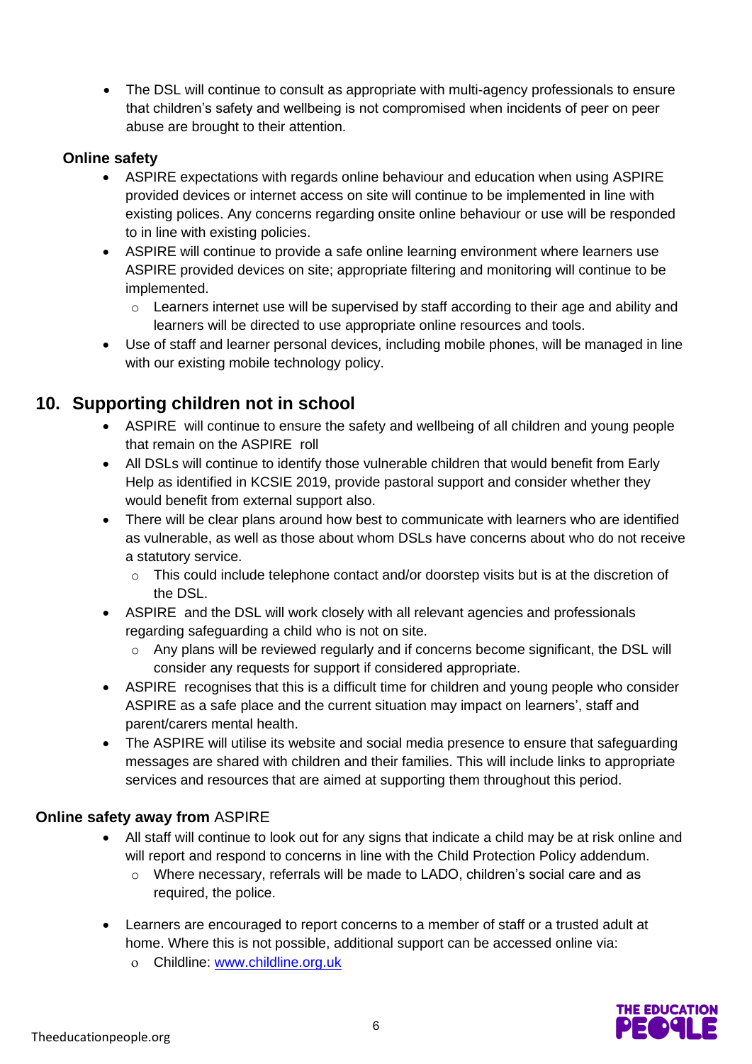- The DSL will continue to consult as appropriate with multi-agency professionals to ensure that children's safety and wellbeing is not compromised when incidents of peer on peer abuse are brought to their attention.

### Online safety

- ASPIRE expectations with regards online behaviour and education when using ASPIRE provided devices or internet access on site will continue to be implemented in line with existing polices. Any concerns regarding onsite online behaviour or use will be responded to in line with existing policies.
- ASPIRE will continue to provide a safe online learning environment where learners use ASPIRE provided devices on site; appropriate filtering and monitoring will continue to be implemented.
  - Learners internet use will be supervised by staff according to their age and ability and learners will be directed to use appropriate online resources and tools.
- Use of staff and learner personal devices, including mobile phones, will be managed in line with our existing mobile technology policy.

## 10. Supporting children not in school

- ASPIRE will continue to ensure the safety and wellbeing of all children and young people that remain on the ASPIRE roll
- All DSLs will continue to identify those vulnerable children that would benefit from Early Help as identified in KCSIE 2019, provide pastoral support and consider whether they would benefit from external support also.
- There will be clear plans around how best to communicate with learners who are identified as vulnerable, as well as those about whom DSLs have concerns about who do not receive a statutory service.
  - This could include telephone contact and/or doorstep visits but is at the discretion of the DSL.
- ASPIRE and the DSL will work closely with all relevant agencies and professionals regarding safeguarding a child who is not on site.
  - Any plans will be reviewed regularly and if concerns become significant, the DSL will consider any requests for support if considered appropriate.
- ASPIRE recognises that this is a difficult time for children and young people who consider ASPIRE as a safe place and the current situation may impact on learners', staff and parent/carers mental health.
- The ASPIRE will utilise its website and social media presence to ensure that safeguarding messages are shared with children and their families. This will include links to appropriate services and resources that are aimed at supporting them throughout this period.

### Online safety away from ASPIRE

- All staff will continue to look out for any signs that indicate a child may be at risk online and will report and respond to concerns in line with the Child Protection Policy addendum.
  - Where necessary, referrals will be made to LADO, children's social care and as required, the police.
- Learners are encouraged to report concerns to a member of staff or a trusted adult at home. Where this is not possible, additional support can be accessed online via:
  - Childline: [www.childline.org.uk](http://www.childline.org.uk)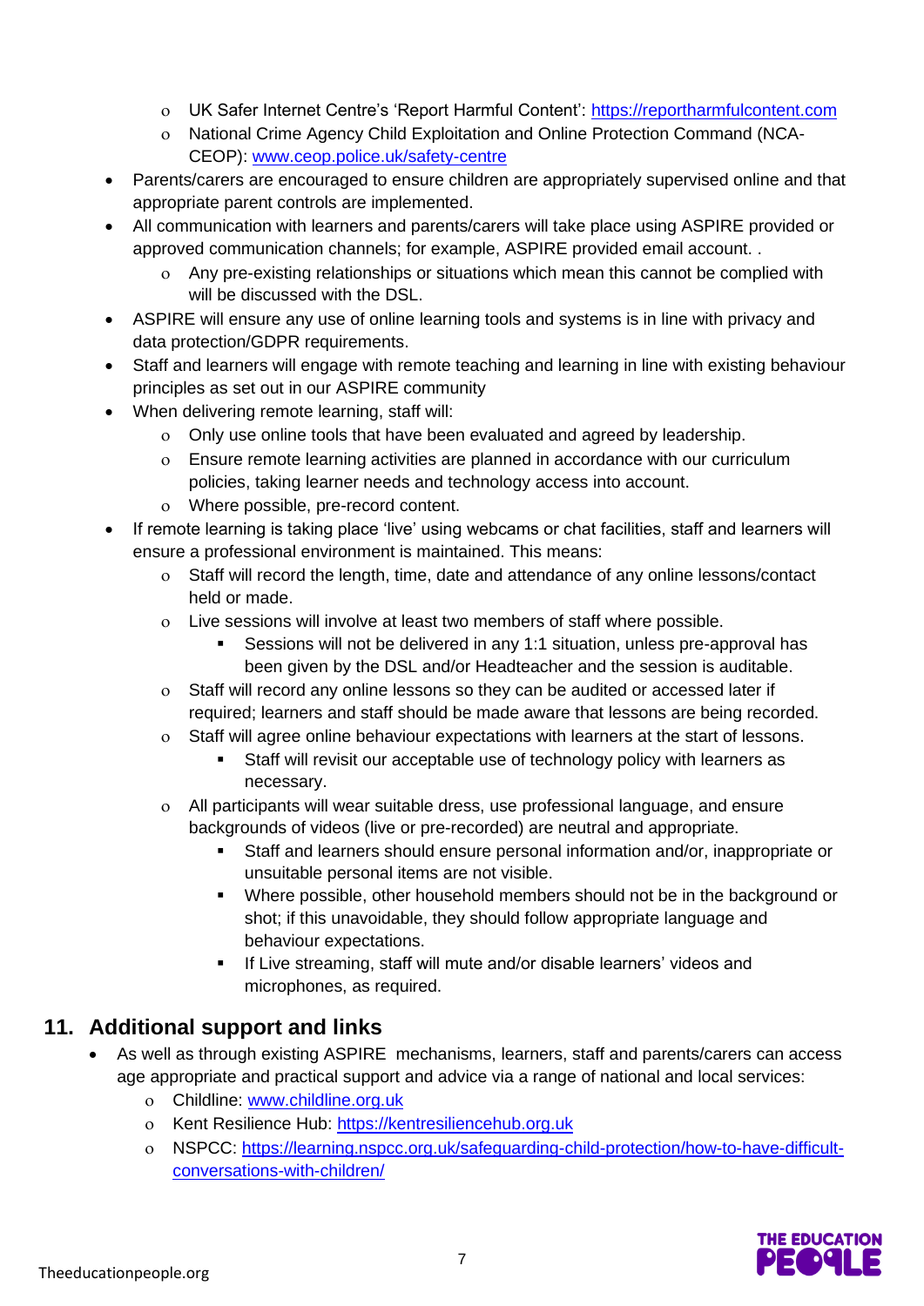- UK Safer Internet Centre's 'Report Harmful Content': https://reportharmfulcontent.com
    - National Crime Agency Child Exploitation and Online Protection Command (NCA-CEOP): www.ceop.police.uk/safety-centre
- Parents/carers are encouraged to ensure children are appropriately supervised online and that appropriate parent controls are implemented.
- All communication with learners and parents/carers will take place using ASPIRE provided or approved communication channels; for example, ASPIRE provided email account. .
    - Any pre-existing relationships or situations which mean this cannot be complied with will be discussed with the DSL.
- ASPIRE will ensure any use of online learning tools and systems is in line with privacy and data protection/GDPR requirements.
- Staff and learners will engage with remote teaching and learning in line with existing behaviour principles as set out in our ASPIRE community
- When delivering remote learning, staff will:
    - Only use online tools that have been evaluated and agreed by leadership.
    - Ensure remote learning activities are planned in accordance with our curriculum policies, taking learner needs and technology access into account.
    - Where possible, pre-record content.
- If remote learning is taking place 'live' using webcams or chat facilities, staff and learners will ensure a professional environment is maintained. This means:
    - Staff will record the length, time, date and attendance of any online lessons/contact held or made.
    - Live sessions will involve at least two members of staff where possible.
        - Sessions will not be delivered in any 1:1 situation, unless pre-approval has been given by the DSL and/or Headteacher and the session is auditable.
    - Staff will record any online lessons so they can be audited or accessed later if required; learners and staff should be made aware that lessons are being recorded.
    - Staff will agree online behaviour expectations with learners at the start of lessons.
        - Staff will revisit our acceptable use of technology policy with learners as necessary.
    - All participants will wear suitable dress, use professional language, and ensure backgrounds of videos (live or pre-recorded) are neutral and appropriate.
        - Staff and learners should ensure personal information and/or, inappropriate or unsuitable personal items are not visible.
        - Where possible, other household members should not be in the background or shot; if this unavoidable, they should follow appropriate language and behaviour expectations.
        - If Live streaming, staff will mute and/or disable learners' videos and microphones, as required.

## 11. Additional support and links

- As well as through existing ASPIRE mechanisms, learners, staff and parents/carers can access age appropriate and practical support and advice via a range of national and local services:
    - Childline: www.childline.org.uk
    - Kent Resilience Hub: https://kentresiliencehub.org.uk
    - NSPCC: https://learning.nspcc.org.uk/safeguarding-child-protection/how-to-have-difficult-conversations-with-children/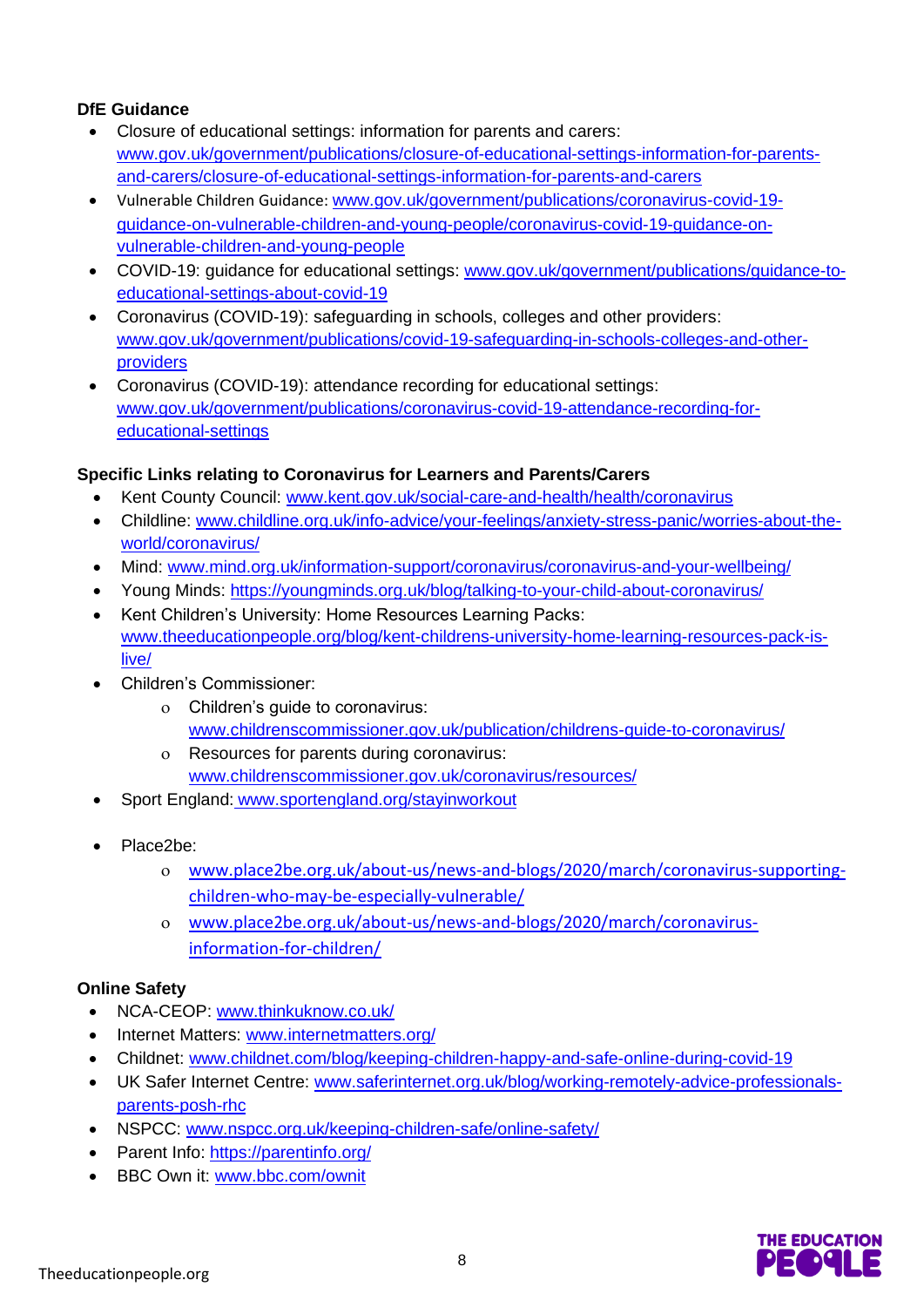**DfE Guidance**

- Closure of educational settings: information for parents and carers: www.gov.uk/government/publications/closure-of-educational-settings-information-for-parents-and-carers/closure-of-educational-settings-information-for-parents-and-carers
- Vulnerable Children Guidance: www.gov.uk/government/publications/coronavirus-covid-19-guidance-on-vulnerable-children-and-young-people/coronavirus-covid-19-guidance-on-vulnerable-children-and-young-people
- COVID-19: guidance for educational settings: www.gov.uk/government/publications/guidance-to-educational-settings-about-covid-19
- Coronavirus (COVID-19): safeguarding in schools, colleges and other providers: www.gov.uk/government/publications/covid-19-safeguarding-in-schools-colleges-and-other-providers
- Coronavirus (COVID-19): attendance recording for educational settings: www.gov.uk/government/publications/coronavirus-covid-19-attendance-recording-for-educational-settings

**Specific Links relating to Coronavirus for Learners and Parents/Carers**

- Kent County Council: www.kent.gov.uk/social-care-and-health/health/coronavirus
- Childline: www.childline.org.uk/info-advice/your-feelings/anxiety-stress-panic/worries-about-the-world/coronavirus/
- Mind: www.mind.org.uk/information-support/coronavirus/coronavirus-and-your-wellbeing/
- Young Minds: https://youngminds.org.uk/blog/talking-to-your-child-about-coronavirus/
- Kent Children's University: Home Resources Learning Packs: www.theeducationpeople.org/blog/kent-childrens-university-home-learning-resources-pack-is-live/
- Children's Commissioner:
  - Children's guide to coronavirus: www.childrenscommissioner.gov.uk/publication/childrens-guide-to-coronavirus/
  - Resources for parents during coronavirus: www.childrenscommissioner.gov.uk/coronavirus/resources/
- Sport England: www.sportengland.org/stayinworkout
- Place2be:
  - www.place2be.org.uk/about-us/news-and-blogs/2020/march/coronavirus-supporting-children-who-may-be-especially-vulnerable/
  - www.place2be.org.uk/about-us/news-and-blogs/2020/march/coronavirus-information-for-children/

**Online Safety**

- NCA-CEOP: www.thinkuknow.co.uk/
- Internet Matters: www.internetmatters.org/
- Childnet: www.childnet.com/blog/keeping-children-happy-and-safe-online-during-covid-19
- UK Safer Internet Centre: www.saferinternet.org.uk/blog/working-remotely-advice-professionals-parents-posh-rhc
- NSPCC: www.nspcc.org.uk/keeping-children-safe/online-safety/
- Parent Info: https://parentinfo.org/
- BBC Own it: www.bbc.com/ownit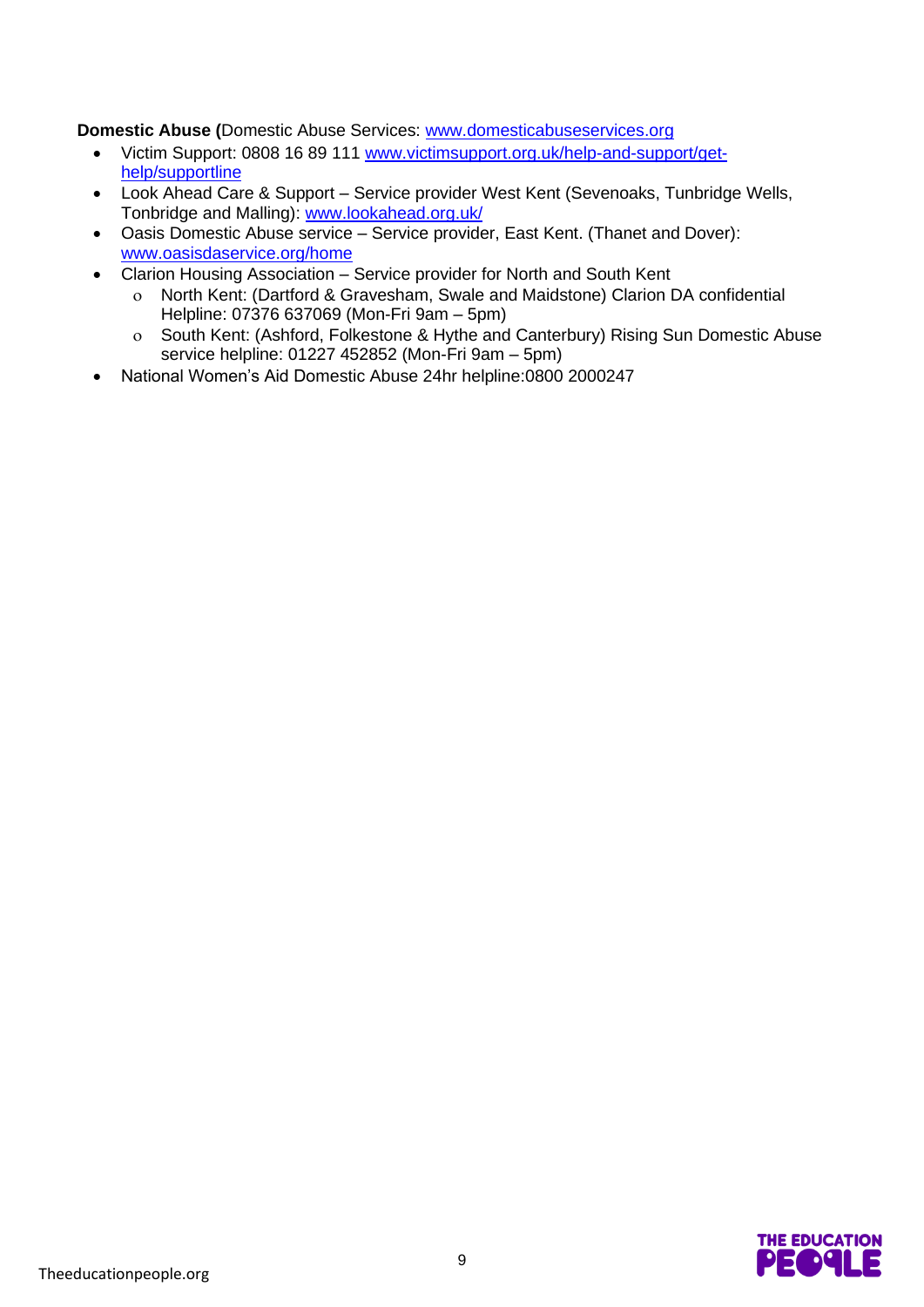**Domestic Abuse (**Domestic Abuse Services: www.domesticabuseservices.org

- Victim Support: 0808 16 89 111 www.victimsupport.org.uk/help-and-support/get-help/supportline
- Look Ahead Care & Support – Service provider West Kent (Sevenoaks, Tunbridge Wells, Tonbridge and Malling): www.lookahead.org.uk/
- Oasis Domestic Abuse service – Service provider, East Kent. (Thanet and Dover): www.oasisdaservice.org/home
- Clarion Housing Association – Service provider for North and South Kent
  - North Kent: (Dartford & Gravesham, Swale and Maidstone) Clarion DA confidential Helpline: 07376 637069 (Mon-Fri 9am – 5pm)
  - South Kent: (Ashford, Folkestone & Hythe and Canterbury) Rising Sun Domestic Abuse service helpline: 01227 452852 (Mon-Fri 9am – 5pm)
- National Women's Aid Domestic Abuse 24hr helpline:0800 2000247